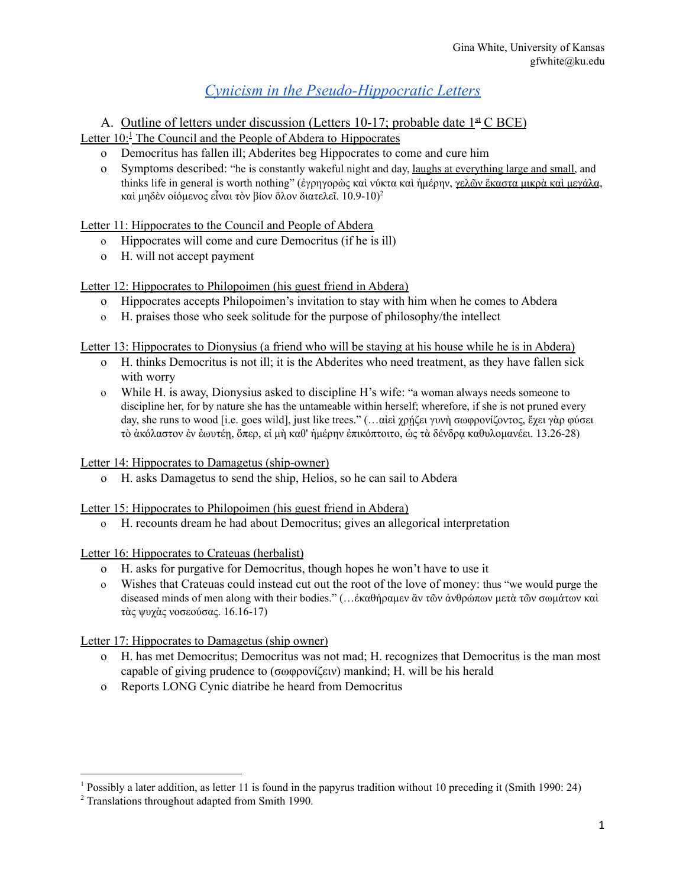Gina White, University of Kansas
gfwhite@ku.edu

# *Cynicism in the Pseudo-Hippocratic Letters*

A. Outline of letters under discussion (Letters 10-17; probable date 1st C BCE)

Letter 10:[1] The Council and the People of Abdera to Hippocrates

- Democritus has fallen ill; Abderites beg Hippocrates to come and cure him
- Symptoms described: "he is constantly wakeful night and day, laughs at everything large and small, and thinks life in general is worth nothing" (ἐγρηγορὼς καὶ νύκτα καὶ ἡμέρην, γελῶν ἕκαστα μικρὰ καὶ μεγάλα, καὶ μηδὲν οἰόμενος εἶναι τὸν βίον ὅλον διατελεῖ. 10.9-10)[2]

Letter 11: Hippocrates to the Council and People of Abdera

- Hippocrates will come and cure Democritus (if he is ill)
- H. will not accept payment

Letter 12: Hippocrates to Philopoimen (his guest friend in Abdera)

- Hippocrates accepts Philopoimen's invitation to stay with him when he comes to Abdera
- H. praises those who seek solitude for the purpose of philosophy/the intellect

Letter 13: Hippocrates to Dionysius (a friend who will be staying at his house while he is in Abdera)

- H. thinks Democritus is not ill; it is the Abderites who need treatment, as they have fallen sick with worry
- While H. is away, Dionysius asked to discipline H's wife: "a woman always needs someone to discipline her, for by nature she has the untameable within herself; wherefore, if she is not pruned every day, she runs to wood [i.e. goes wild], just like trees." (…αἰεὶ χρῄζει γυνὴ σωφρονίζοντος, ἔχει γὰρ φύσει τὸ ἀκόλαστον ἐν ἑωυτῇ, ὅπερ, εἰ μὴ καθ' ἡμέρην ἐπικόπτοιτο, ὡς τὰ δένδρα καθυλομανέει. 13.26-28)

Letter 14: Hippocrates to Damagetus (ship-owner)

- H. asks Damagetus to send the ship, Helios, so he can sail to Abdera

Letter 15: Hippocrates to Philopoimen (his guest friend in Abdera)

- H. recounts dream he had about Democritus; gives an allegorical interpretation

Letter 16: Hippocrates to Crateuas (herbalist)

- H. asks for purgative for Democritus, though hopes he won't have to use it
- Wishes that Crateuas could instead cut out the root of the love of money: thus "we would purge the diseased minds of men along with their bodies." (…ἐκαθήραμεν ἂν τῶν ἀνθρώπων μετὰ τῶν σωμάτων καὶ τὰς ψυχὰς νοσεούσας. 16.16-17)

Letter 17: Hippocrates to Damagetus (ship owner)

- H. has met Democritus; Democritus was not mad; H. recognizes that Democritus is the man most capable of giving prudence to (σωφρονίζειν) mankind; H. will be his herald
- Reports LONG Cynic diatribe he heard from Democritus

---

[1] Possibly a later addition, as letter 11 is found in the papyrus tradition without 10 preceding it (Smith 1990: 24)

[2] Translations throughout adapted from Smith 1990.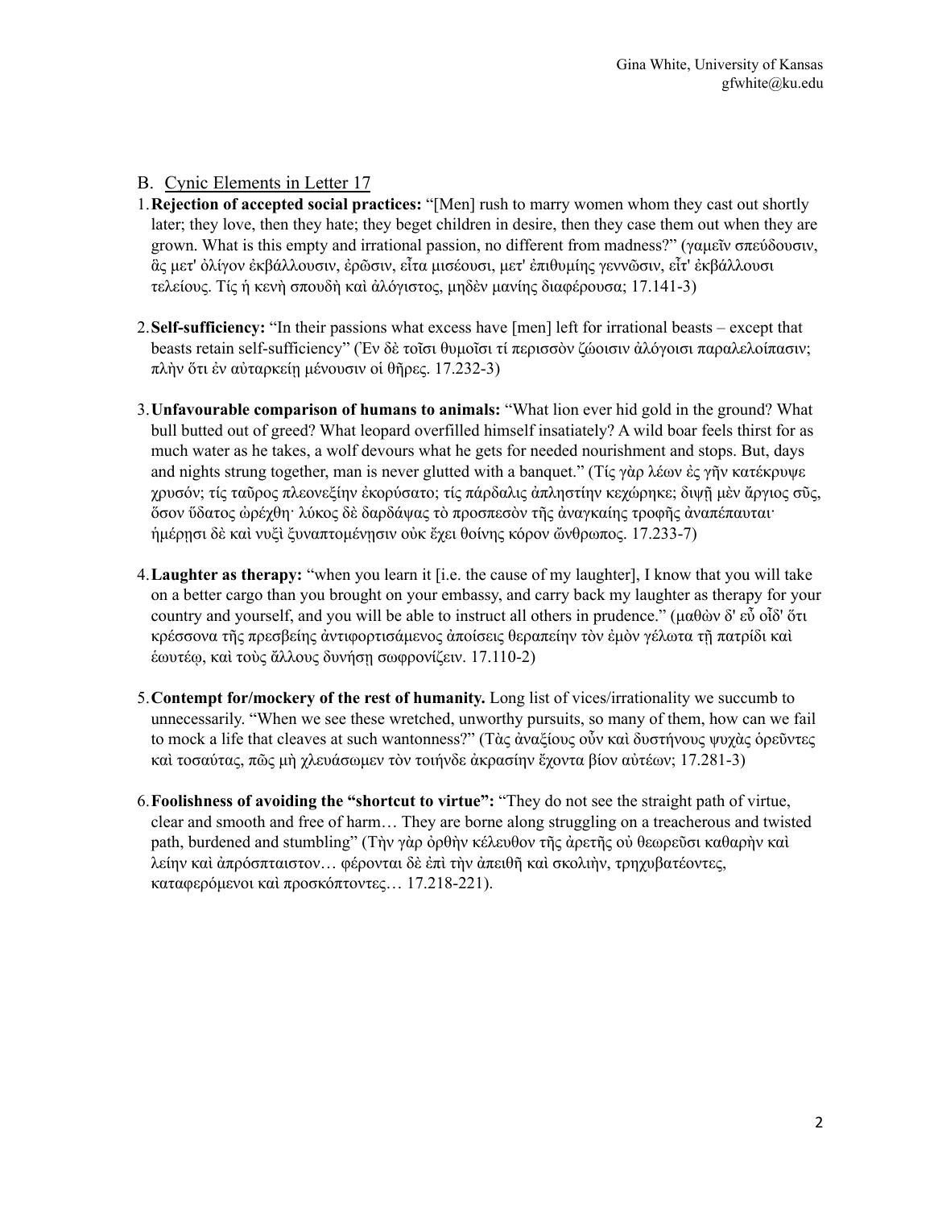## B. Cynic Elements in Letter 17

1. **Rejection of accepted social practices:** "[Men] rush to marry women whom they cast out shortly later; they love, then they hate; they beget children in desire, then they case them out when they are grown. What is this empty and irrational passion, no different from madness?" (γαμεῖν σπεύδουσιν, ἃς μετ' ὀλίγον ἐκβάλλουσιν, ἐρῶσιν, εἶτα μισέουσι, μετ' ἐπιθυμίης γεννῶσιν, εἶτ' ἐκβάλλουσι τελείους. Τίς ἡ κενὴ σπουδὴ καὶ ἀλόγιστος, μηδὲν μανίης διαφέρουσα; 17.141-3)

2. **Self-sufficiency:** "In their passions what excess have [men] left for irrational beasts – except that beasts retain self-sufficiency" (Ἐν δὲ τοῖσι θυμοῖσι τί περισσὸν ζώοισιν ἀλόγοισι παραλελοίπασιν; πλὴν ὅτι ἐν αὐταρκείῃ μένουσιν οἱ θῆρες. 17.232-3)

3. **Unfavourable comparison of humans to animals:** "What lion ever hid gold in the ground? What bull butted out of greed? What leopard overfilled himself insatiately? A wild boar feels thirst for as much water as he takes, a wolf devours what he gets for needed nourishment and stops. But, days and nights strung together, man is never glutted with a banquet." (Τίς γὰρ λέων ἐς γῆν κατέκρυψε χρυσόν; τίς ταῦρος πλεονεξίην ἐκορύσατο; τίς πάρδαλις ἀπληστίην κεχώρηκε; διψῇ μὲν ἄργιος σῦς, ὅσον ὕδατος ὠρέχθη· λύκος δὲ δαρδάψας τὸ προσπεσὸν τῆς ἀναγκαίης τροφῆς ἀναπέπαυται· ἡμέρησι δὲ καὶ νυξὶ ξυναπτομένῃσιν οὐκ ἔχει θοίνης κόρον ὤνθρωπος. 17.233-7)

4. **Laughter as therapy:** "when you learn it [i.e. the cause of my laughter], I know that you will take on a better cargo than you brought on your embassy, and carry back my laughter as therapy for your country and yourself, and you will be able to instruct all others in prudence." (μαθὼν δ' εὖ οἶδ' ὅτι κρέσσονα τῆς πρεσβείης ἀντιφορτισάμενος ἀποίσεις θεραπείην τὸν ἐμὸν γέλωτα τῇ πατρίδι καὶ ἑωυτέῳ, καὶ τοὺς ἄλλους δυνήσῃ σωφρονίζειν. 17.110-2)

5. **Contempt for/mockery of the rest of humanity.** Long list of vices/irrationality we succumb to unnecessarily. "When we see these wretched, unworthy pursuits, so many of them, how can we fail to mock a life that cleaves at such wantonness?" (Τὰς ἀναξίους οὖν καὶ δυστήνους ψυχὰς ὁρεῦντες καὶ τοσαύτας, πῶς μὴ χλευάσωμεν τὸν τοιήνδε ἀκρασίην ἔχοντα βίον αὐτέων; 17.281-3)

6. **Foolishness of avoiding the "shortcut to virtue":** "They do not see the straight path of virtue, clear and smooth and free of harm… They are borne along struggling on a treacherous and twisted path, burdened and stumbling" (Τὴν γὰρ ὀρθὴν κέλευθον τῆς ἀρετῆς οὐ θεωρεῦσι καθαρὴν καὶ λείην καὶ ἀπρόσπταιστον… φέρονται δὲ ἐπὶ τὴν ἀπειθῆ καὶ σκολιὴν, τρηχυβατέοντες, καταφερόμενοι καὶ προσκόπτοντες… 17.218-221).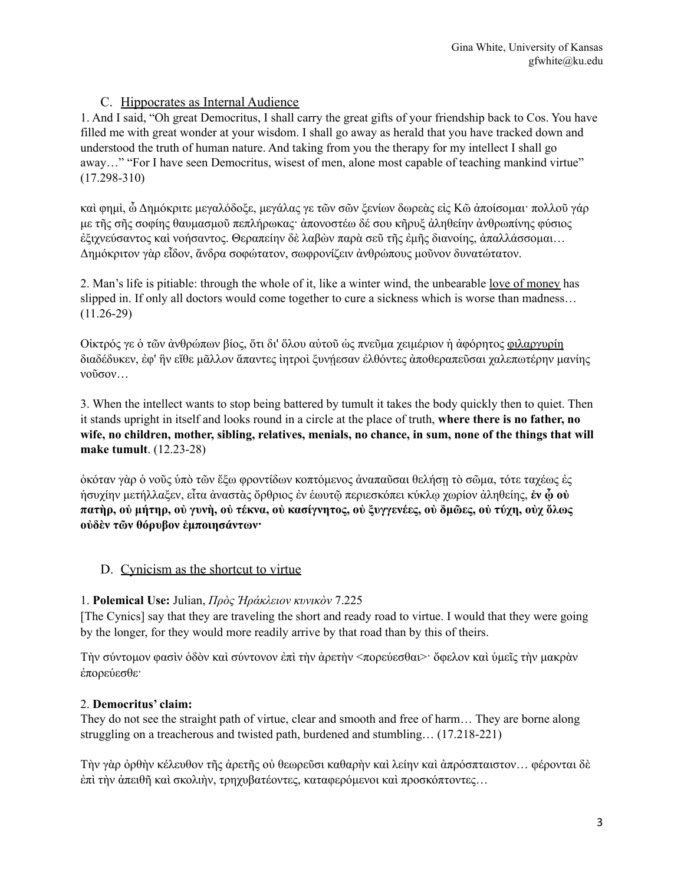## C. Hippocrates as Internal Audience

1. And I said, "Oh great Democritus, I shall carry the great gifts of your friendship back to Cos. You have filled me with great wonder at your wisdom. I shall go away as herald that you have tracked down and understood the truth of human nature. And taking from you the therapy for my intellect I shall go away…" "For I have seen Democritus, wisest of men, alone most capable of teaching mankind virtue" (17.298-310)

καὶ φημὶ, ὦ Δημόκριτε μεγαλόδοξε, μεγάλας γε τῶν σῶν ξενίων δωρεὰς εἰς Κῶ ἀποίσομαι· πολλοῦ γάρ με τῆς σῆς σοφίης θαυμασμοῦ πεπλήρωκας· ἀπονοστέω δέ σου κῆρυξ ἀληθείην ἀνθρωπίνης φύσιος ἐξιχνεύσαντος καὶ νοήσαντος. Θεραπείην δὲ λαβὼν παρὰ σεῦ τῆς ἐμῆς διανοίης, ἀπαλλάσσομαι… Δημόκριτον γὰρ εἶδον, ἄνδρα σοφώτατον, σωφρονίζειν ἀνθρώπους μοῦνον δυνατώτατον.

2. Man's life is pitiable: through the whole of it, like a winter wind, the unbearable love of money has slipped in. If only all doctors would come together to cure a sickness which is worse than madness… (11.26-29)

Οἰκτρός γε ὁ τῶν ἀνθρώπων βίος, ὅτι δι' ὅλου αὐτοῦ ὡς πνεῦμα χειμέριον ἡ ἀφόρητος φιλαργυρίη διαδέδυκεν, ἐφ' ἣν εἴθε μᾶλλον ἅπαντες ἰητροὶ ξυνήεσαν ἐλθόντες ἀποθεραπεῦσαι χαλεπωτέρην μανίης νοῦσον…

3. When the intellect wants to stop being battered by tumult it takes the body quickly then to quiet. Then it stands upright in itself and looks round in a circle at the place of truth, **where there is no father, no wife, no children, mother, sibling, relatives, menials, no chance, in sum, none of the things that will make tumult**. (12.23-28)

ὁκόταν γὰρ ὁ νοῦς ὑπὸ τῶν ἔξω φροντίδων κοπτόμενος ἀναπαῦσαι θελήσῃ τὸ σῶμα, τότε ταχέως ἐς ἡσυχίην μετήλλαξεν, εἶτα ἀναστὰς ὄρθριος ἐν ἑωυτῷ περιεσκόπει κύκλῳ χωρίον ἀληθείης, **ἐν ᾧ οὐ πατὴρ, οὐ μήτηρ, οὐ γυνὴ, οὐ τέκνα, οὐ κασίγνητος, οὐ ξυγγενέες, οὐ δμῶες, οὐ τύχη, οὐχ ὅλως οὐδὲν τῶν θόρυβον ἐμποιησάντων·**

## D. Cynicism as the shortcut to virtue

1. **Polemical Use:** Julian, *Πρὸς Ἡράκλειον κυνικὸν* 7.225
[The Cynics] say that they are traveling the short and ready road to virtue. I would that they were going by the longer, for they would more readily arrive by that road than by this of theirs.

Τὴν σύντομον φασὶν ὁδὸν καὶ σύντονον ἐπὶ τὴν ἀρετὴν <πορεύεσθαι>· ὄφελον καὶ ὑμεῖς τὴν μακρὰν ἐπορεύεσθε·

2. **Democritus' claim:**
They do not see the straight path of virtue, clear and smooth and free of harm… They are borne along struggling on a treacherous and twisted path, burdened and stumbling… (17.218-221)

Τὴν γὰρ ὀρθὴν κέλευθον τῆς ἀρετῆς οὐ θεωρεῦσι καθαρὴν καὶ λείην καὶ ἀπρόσπταιστον… φέρονται δὲ ἐπὶ τὴν ἀπειθῆ καὶ σκολιὴν, τρηχυβατέοντες, καταφερόμενοι καὶ προσκόπτοντες…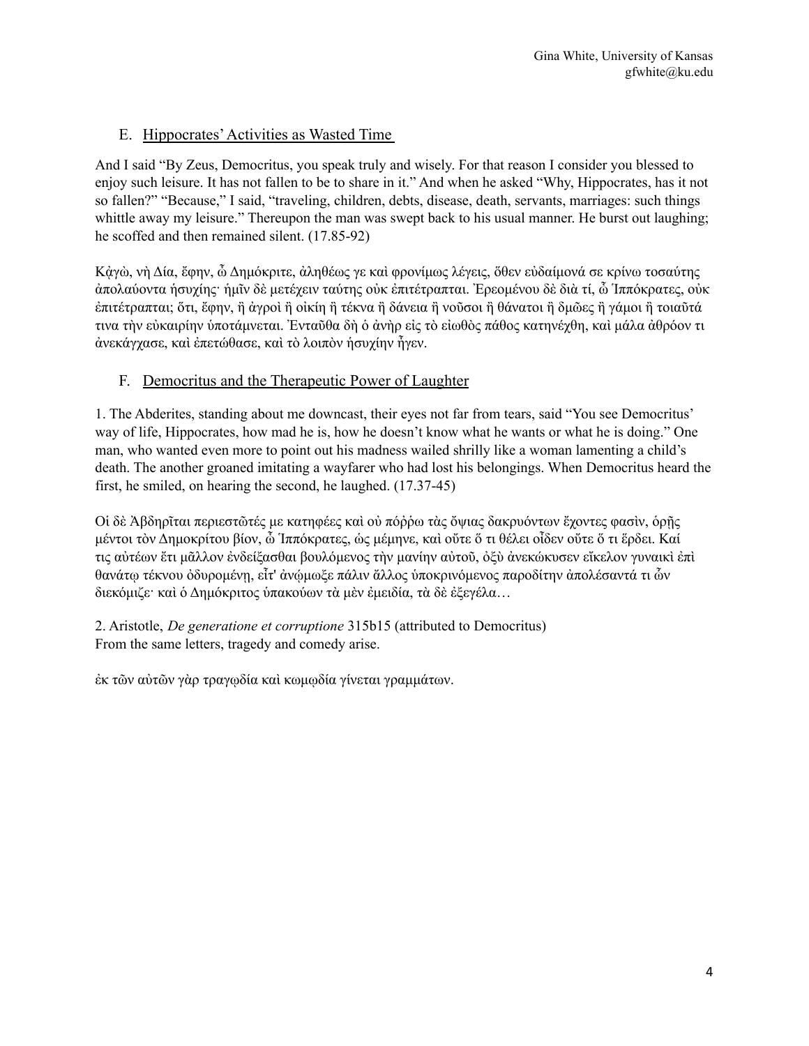## E. Hippocrates' Activities as Wasted Time

And I said "By Zeus, Democritus, you speak truly and wisely. For that reason I consider you blessed to enjoy such leisure. It has not fallen to be to share in it." And when he asked "Why, Hippocrates, has it not so fallen?" "Because," I said, "traveling, children, debts, disease, death, servants, marriages: such things whittle away my leisure." Thereupon the man was swept back to his usual manner. He burst out laughing; he scoffed and then remained silent. (17.85-92)

Κἀγὼ, νὴ Δία, ἔφην, ὦ Δημόκριτε, ἀληθέως γε καὶ φρονίμως λέγεις, ὅθεν εὐδαίμονά σε κρίνω τοσαύτης ἀπολαύοντα ἡσυχίης· ἡμῖν δὲ μετέχειν ταύτης οὐκ ἐπιτέτραπται. Ἐρεομένου δὲ διὰ τί, ὦ Ἱππόκρατες, οὐκ ἐπιτέτραπται; ὅτι, ἔφην, ἢ ἀγροὶ ἢ οἰκίη ἢ τέκνα ἢ δάνεια ἢ νοῦσοι ἢ θάνατοι ἢ δμῶες ἢ γάμοι ἢ τοιαῦτά τινα τὴν εὐκαιρίην ὑποτάμνεται. Ἐνταῦθα δὴ ὁ ἀνὴρ εἰς τὸ εἰωθὸς πάθος κατηνέχθη, καὶ μάλα ἀθρόον τι ἀνεκάγχασε, καὶ ἐπετώθασε, καὶ τὸ λοιπὸν ἡσυχίην ἦγεν.

## F. Democritus and the Therapeutic Power of Laughter

1. The Abderites, standing about me downcast, their eyes not far from tears, said "You see Democritus' way of life, Hippocrates, how mad he is, how he doesn't know what he wants or what he is doing." One man, who wanted even more to point out his madness wailed shrilly like a woman lamenting a child's death. The another groaned imitating a wayfarer who had lost his belongings. When Democritus heard the first, he smiled, on hearing the second, he laughed. (17.37-45)

Οἱ δὲ Ἀβδηρῖται περιεστῶτές με κατηφέες καὶ οὐ πόῤῥω τὰς ὄψιας δακρυόντων ἔχοντες φασὶν, ὁρῇς μέντοι τὸν Δημοκρίτου βίον, ὦ Ἱππόκρατες, ὡς μέμηνε, καὶ οὔτε ὅ τι θέλει οἶδεν οὔτε ὅ τι ἔρδει. Καί τις αὐτέων ἔτι μᾶλλον ἐνδείξασθαι βουλόμενος τὴν μανίην αὐτοῦ, ὀξὺ ἀνεκώκυσεν εἴκελον γυναικὶ ἐπὶ θανάτῳ τέκνου ὀδυρομένη, εἶτ' ἀνῴμωξε πάλιν ἄλλος ὑποκρινόμενος παροδίτην ἀπολέσαντά τι ὧν διεκόμιζε· καὶ ὁ Δημόκριτος ὑπακούων τὰ μὲν ἐμειδία, τὰ δὲ ἐξεγέλα…

2. Aristotle, *De generatione et corruptione* 315b15 (attributed to Democritus)
From the same letters, tragedy and comedy arise.

ἐκ τῶν αὐτῶν γὰρ τραγῳδία καὶ κωμῳδία γίνεται γραμμάτων.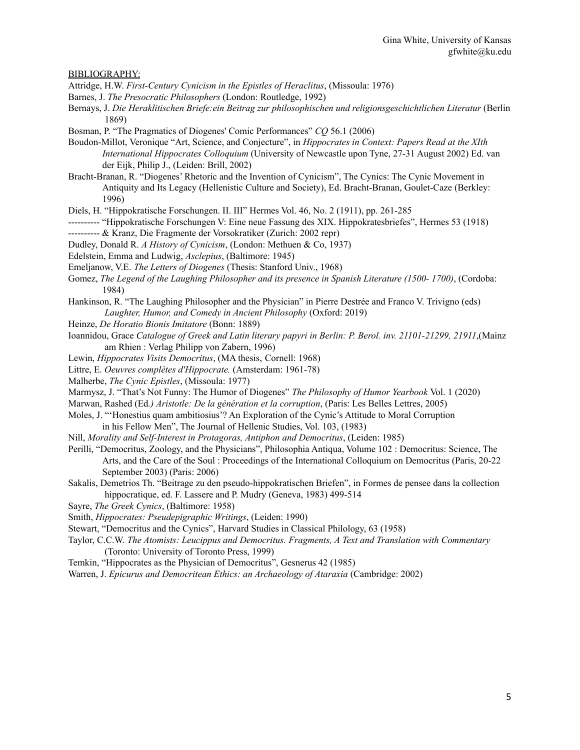BIBLIOGRAPHY:

Attridge, H.W. *First-Century Cynicism in the Epistles of Heraclitus*, (Missoula: 1976)

Barnes, J. *The Presocratic Philosophers* (London: Routledge, 1992)

Bernays, J. *Die Heraklitischen Briefe:ein Beitrag zur philosophischen und religionsgeschichtlichen Literatur* (Berlin 1869)

Bosman, P. "The Pragmatics of Diogenes' Comic Performances" *CQ* 56.1 (2006)

Boudon-Millot, Veronique "Art, Science, and Conjecture", in *Hippocrates in Context: Papers Read at the XIth International Hippocrates Colloquium* (University of Newcastle upon Tyne, 27-31 August 2002) Ed. van der Eijk, Philip J., (Leiden: Brill, 2002)

Bracht-Branan, R. "Diogenes' Rhetoric and the Invention of Cynicism", The Cynics: The Cynic Movement in Antiquity and Its Legacy (Hellenistic Culture and Society), Ed. Bracht-Branan, Goulet-Caze (Berkley: 1996)

Diels, H. "Hippokratische Forschungen. II. III" Hermes Vol. 46, No. 2 (1911), pp. 261-285

---------- "Hippokratische Forschungen V: Eine neue Fassung des XIX. Hippokratesbriefes", Hermes 53 (1918)

---------- & Kranz, Die Fragmente der Vorsokratiker (Zurich: 2002 repr)

Dudley, Donald R. *A History of Cynicism*, (London: Methuen & Co, 1937)

Edelstein, Emma and Ludwig, *Asclepius*, (Baltimore: 1945)

Emeljanow, V.E. *The Letters of Diogenes* (Thesis: Stanford Univ., 1968)

Gomez, *The Legend of the Laughing Philosopher and its presence in Spanish Literature (1500- 1700)*, (Cordoba: 1984)

Hankinson, R. "The Laughing Philosopher and the Physician" in Pierre Destrée and Franco V. Trivigno (eds) *Laughter, Humor, and Comedy in Ancient Philosophy* (Oxford: 2019)

Heinze, *De Horatio Bionis Imitatore* (Bonn: 1889)

Ioannidou, Grace *Catalogue of Greek and Latin literary papyri in Berlin: P. Berol. inv. 21101-21299, 21911*,(Mainz am Rhien : Verlag Philipp von Zabern, 1996)

Lewin, *Hippocrates Visits Democritus*, (MA thesis, Cornell: 1968)

Littre, E. *Oeuvres complètes d'Hippocrate.* (Amsterdam: 1961-78)

Malherbe, *The Cynic Epistles*, (Missoula: 1977)

Marmysz, J. "That's Not Funny: The Humor of Diogenes" *The Philosophy of Humor Yearbook* Vol. 1 (2020)

Marwan, Rashed (Ed*.) Aristotle: De la génération et la corruption*, (Paris: Les Belles Lettres, 2005)

Moles, J. "'Honestius quam ambitiosius'? An Exploration of the Cynic's Attitude to Moral Corruption in his Fellow Men", The Journal of Hellenic Studies, Vol. 103, (1983)

Nill, *Morality and Self-Interest in Protagoras, Antiphon and Democritus*, (Leiden: 1985)

Perilli, "Democritus, Zoology, and the Physicians", Philosophia Antiqua, Volume 102 : Democritus: Science, The Arts, and the Care of the Soul : Proceedings of the International Colloquium on Democritus (Paris, 20-22 September 2003) (Paris: 2006)

Sakalis, Demetrios Th. "Beitrage zu den pseudo-hippokratischen Briefen", in Formes de pensee dans la collection hippocratique, ed. F. Lassere and P. Mudry (Geneva, 1983) 499-514

Sayre, *The Greek Cynics*, (Baltimore: 1958)

Smith, *Hippocrates: Pseudepigraphic Writings*, (Leiden: 1990)

Stewart, "Democritus and the Cynics", Harvard Studies in Classical Philology, 63 (1958)

Taylor, C.C.W. *The Atomists: Leucippus and Democritus. Fragments, A Text and Translation with Commentary* (Toronto: University of Toronto Press, 1999)

Temkin, "Hippocrates as the Physician of Democritus", Gesnerus 42 (1985)

Warren, J. *Epicurus and Democritean Ethics: an Archaeology of Ataraxia* (Cambridge: 2002)